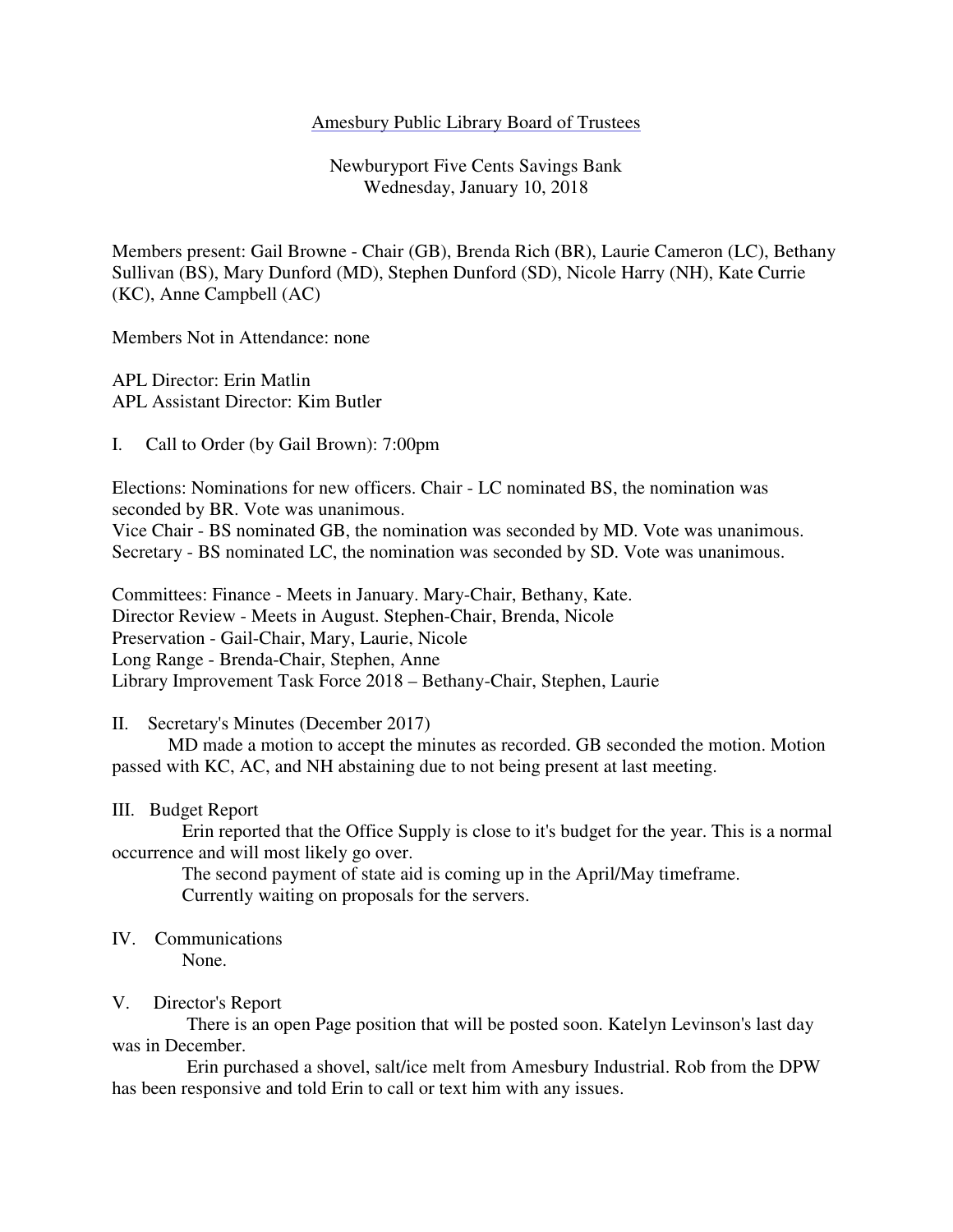Amesbury Public Library Board of Trustees

Newburyport Five Cents Savings Bank
Wednesday, January 10, 2018

Members present: Gail Browne - Chair (GB), Brenda Rich (BR), Laurie Cameron (LC), Bethany Sullivan (BS), Mary Dunford (MD), Stephen Dunford (SD), Nicole Harry (NH), Kate Currie (KC), Anne Campbell (AC)

Members Not in Attendance: none

APL Director: Erin Matlin
APL Assistant Director: Kim Butler

I. Call to Order (by Gail Brown): 7:00pm

Elections: Nominations for new officers. Chair - LC nominated BS, the nomination was seconded by BR. Vote was unanimous.
Vice Chair - BS nominated GB, the nomination was seconded by MD. Vote was unanimous.
Secretary - BS nominated LC, the nomination was seconded by SD. Vote was unanimous.

Committees: Finance - Meets in January. Mary-Chair, Bethany, Kate.
Director Review - Meets in August. Stephen-Chair, Brenda, Nicole
Preservation - Gail-Chair, Mary, Laurie, Nicole
Long Range - Brenda-Chair, Stephen, Anne
Library Improvement Task Force 2018 – Bethany-Chair, Stephen, Laurie

II. Secretary's Minutes (December 2017)

MD made a motion to accept the minutes as recorded. GB seconded the motion. Motion passed with KC, AC, and NH abstaining due to not being present at last meeting.

III. Budget Report

Erin reported that the Office Supply is close to it's budget for the year. This is a normal occurrence and will most likely go over.

The second payment of state aid is coming up in the April/May timeframe.

Currently waiting on proposals for the servers.

IV. Communications

None.

V. Director's Report

There is an open Page position that will be posted soon. Katelyn Levinson's last day was in December.

Erin purchased a shovel, salt/ice melt from Amesbury Industrial. Rob from the DPW has been responsive and told Erin to call or text him with any issues.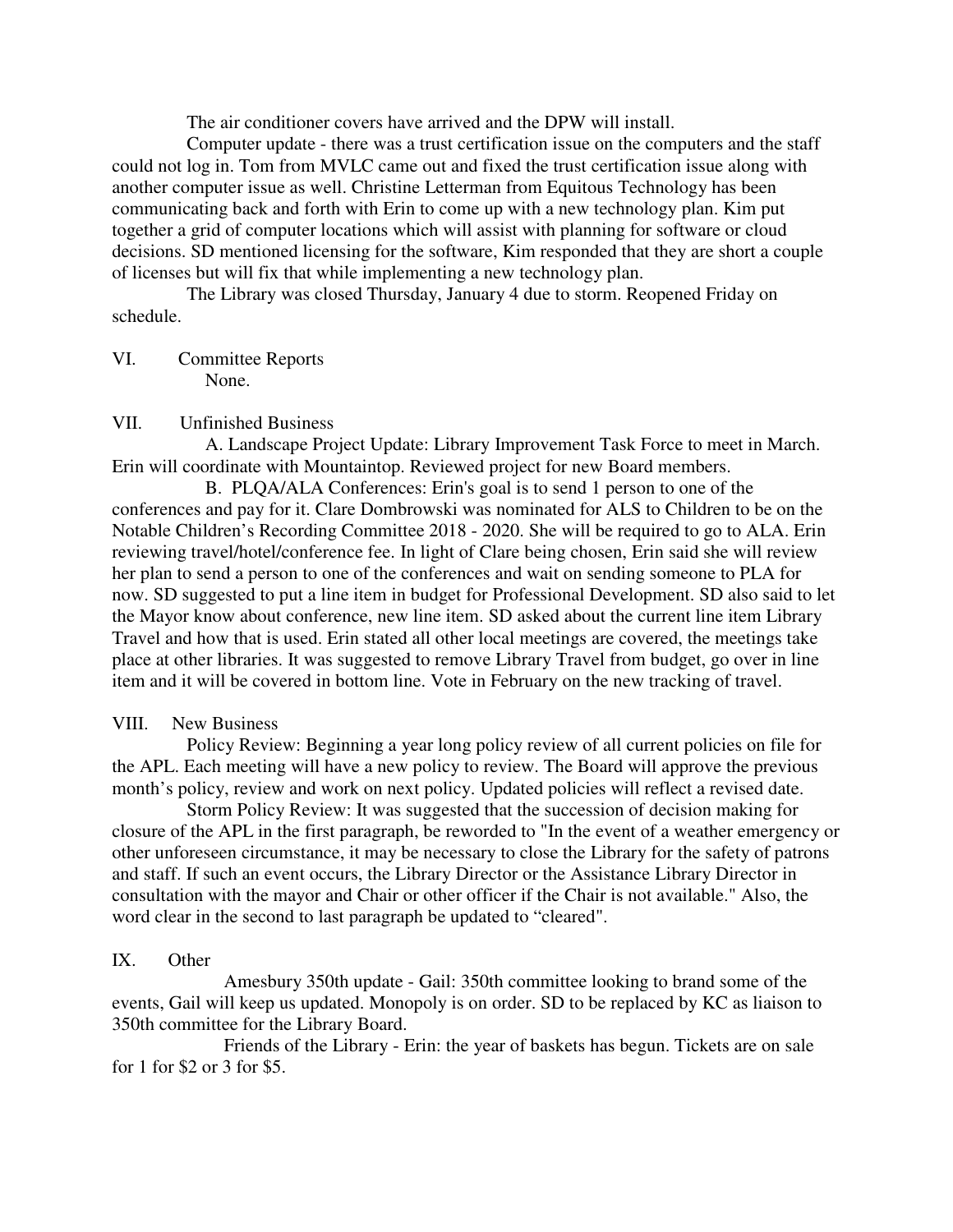The air conditioner covers have arrived and the DPW will install.

Computer update - there was a trust certification issue on the computers and the staff could not log in. Tom from MVLC came out and fixed the trust certification issue along with another computer issue as well. Christine Letterman from Equitous Technology has been communicating back and forth with Erin to come up with a new technology plan. Kim put together a grid of computer locations which will assist with planning for software or cloud decisions. SD mentioned licensing for the software, Kim responded that they are short a couple of licenses but will fix that while implementing a new technology plan.

The Library was closed Thursday, January 4 due to storm. Reopened Friday on schedule.

VI. Committee Reports

None.

VII. Unfinished Business

A. Landscape Project Update: Library Improvement Task Force to meet in March. Erin will coordinate with Mountaintop. Reviewed project for new Board members.

B. PLQA/ALA Conferences: Erin's goal is to send 1 person to one of the conferences and pay for it. Clare Dombrowski was nominated for ALS to Children to be on the Notable Children's Recording Committee 2018 - 2020. She will be required to go to ALA. Erin reviewing travel/hotel/conference fee. In light of Clare being chosen, Erin said she will review her plan to send a person to one of the conferences and wait on sending someone to PLA for now. SD suggested to put a line item in budget for Professional Development. SD also said to let the Mayor know about conference, new line item. SD asked about the current line item Library Travel and how that is used. Erin stated all other local meetings are covered, the meetings take place at other libraries. It was suggested to remove Library Travel from budget, go over in line item and it will be covered in bottom line. Vote in February on the new tracking of travel.

VIII. New Business

Policy Review: Beginning a year long policy review of all current policies on file for the APL. Each meeting will have a new policy to review. The Board will approve the previous month's policy, review and work on next policy. Updated policies will reflect a revised date.

Storm Policy Review: It was suggested that the succession of decision making for closure of the APL in the first paragraph, be reworded to "In the event of a weather emergency or other unforeseen circumstance, it may be necessary to close the Library for the safety of patrons and staff. If such an event occurs, the Library Director or the Assistance Library Director in consultation with the mayor and Chair or other officer if the Chair is not available." Also, the word clear in the second to last paragraph be updated to "cleared".

IX. Other

Amesbury 350th update - Gail: 350th committee looking to brand some of the events, Gail will keep us updated. Monopoly is on order. SD to be replaced by KC as liaison to 350th committee for the Library Board.

Friends of the Library - Erin: the year of baskets has begun. Tickets are on sale for 1 for $2 or 3 for $5.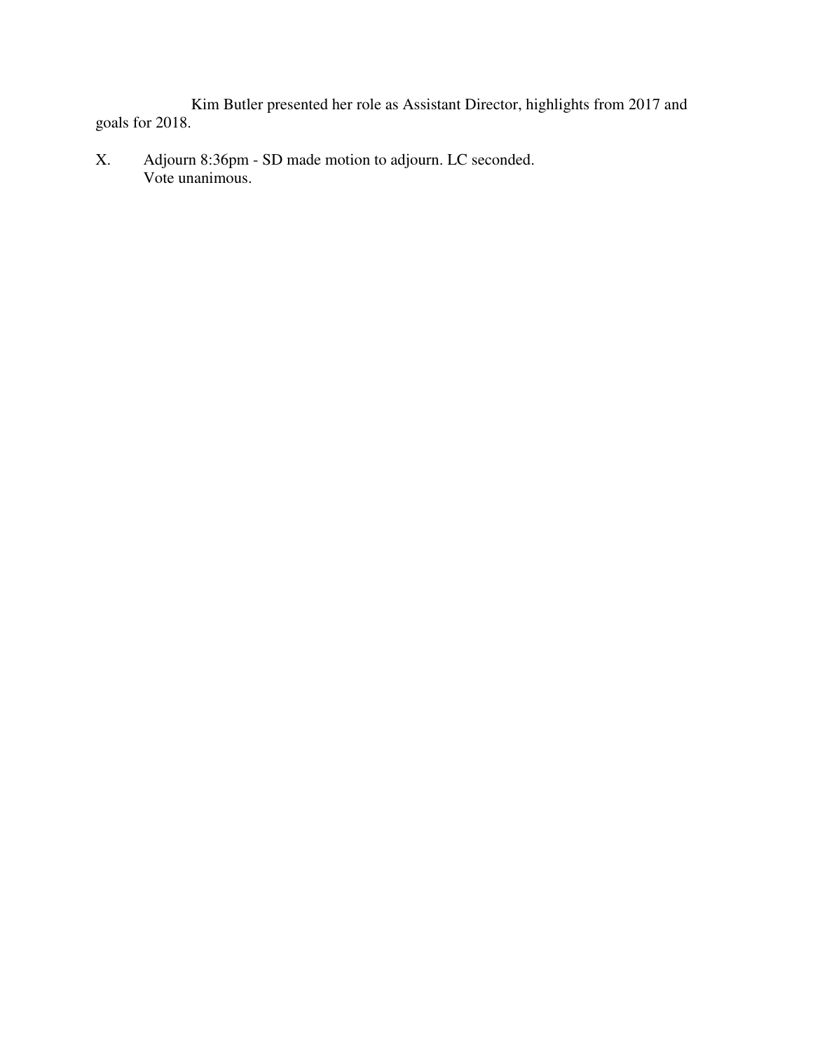Kim Butler presented her role as Assistant Director, highlights from 2017 and goals for 2018.

X. Adjourn 8:36pm - SD made motion to adjourn. LC seconded.
Vote unanimous.